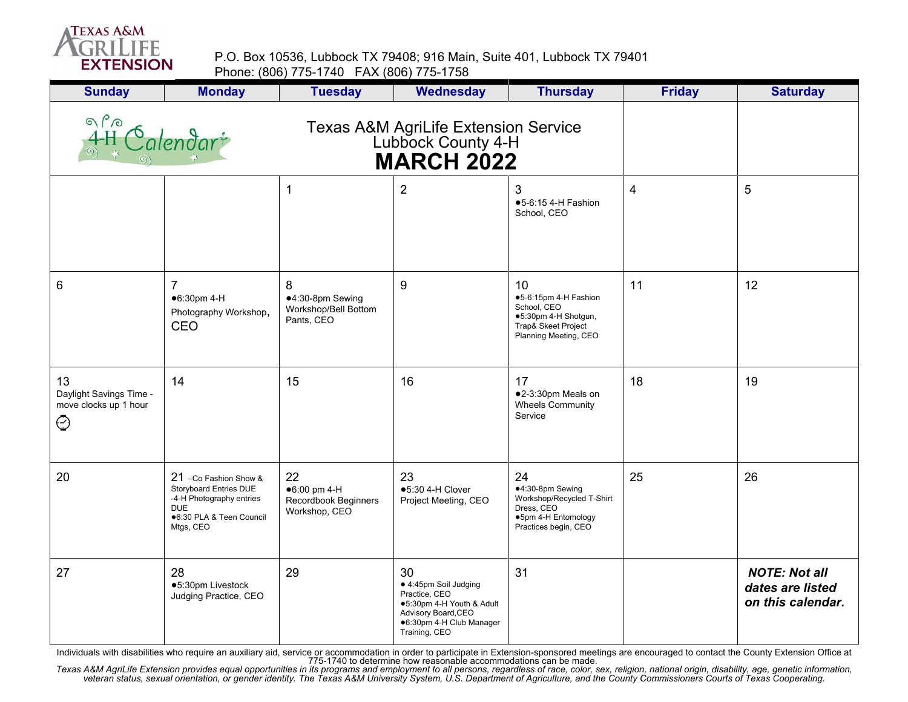Texas A&M AgriLife Extension

P.O. Box 10536, Lubbock TX 79408; 916 Main, Suite 401, Lubbock TX 79401
Phone: (806) 775-1740 FAX (806) 775-1758

# Texas A&M AgriLife Extension Service
## Lubbock County 4-H
# MARCH 2022

4-H Calendar

| Sunday | Monday | Tuesday | Wednesday | Thursday | Friday | Saturday |
|---|---|---|---|---|---|---|
| | | 1 | 2 | 3<br>●5-6:15 4-H Fashion School, CEO | 4 | 5 |
| 6 | 7<br>●6:30pm 4-H Photography Workshop, CEO | 8<br>●4:30-8pm Sewing Workshop/Bell Bottom Pants, CEO | 9 | 10<br>●5-6:15pm 4-H Fashion School, CEO<br>●5:30pm 4-H Shotgun, Trap& Skeet Project Planning Meeting, CEO | 11 | 12 |
| 13<br>Daylight Savings Time - move clocks up 1 hour | 14 | 15 | 16 | 17<br>●2-3:30pm Meals on Wheels Community Service | 18 | 19 |
| 20 | 21 –Co Fashion Show & Storyboard Entries DUE<br>-4-H Photography entries DUE<br>●6:30 PLA & Teen Council Mtgs, CEO | 22<br>●6:00 pm 4-H Recordbook Beginners Workshop, CEO | 23<br>●5:30 4-H Clover Project Meeting, CEO | 24<br>●4:30-8pm Sewing Workshop/Recycled T-Shirt Dress, CEO<br>●5pm 4-H Entomology Practices begin, CEO | 25 | 26 |
| 27 | 28<br>●5:30pm Livestock Judging Practice, CEO | 29 | 30<br>● 4:45pm Soil Judging Practice, CEO<br>●5:30pm 4-H Youth & Adult Advisory Board,CEO<br>●6:30pm 4-H Club Manager Training, CEO | 31 | | ***NOTE: Not all dates are listed on this calendar.*** |

Individuals with disabilities who require an auxiliary aid, service or accommodation in order to participate in Extension-sponsored meetings are encouraged to contact the County Extension Office at 775-1740 to determine how reasonable accommodations can be made.

*Texas A&M AgriLife Extension provides equal opportunities in its programs and employment to all persons, regardless of race, color, sex, religion, national origin, disability, age, genetic information, veteran status, sexual orientation, or gender identity. The Texas A&M University System, U.S. Department of Agriculture, and the County Commissioners Courts of Texas Cooperating.*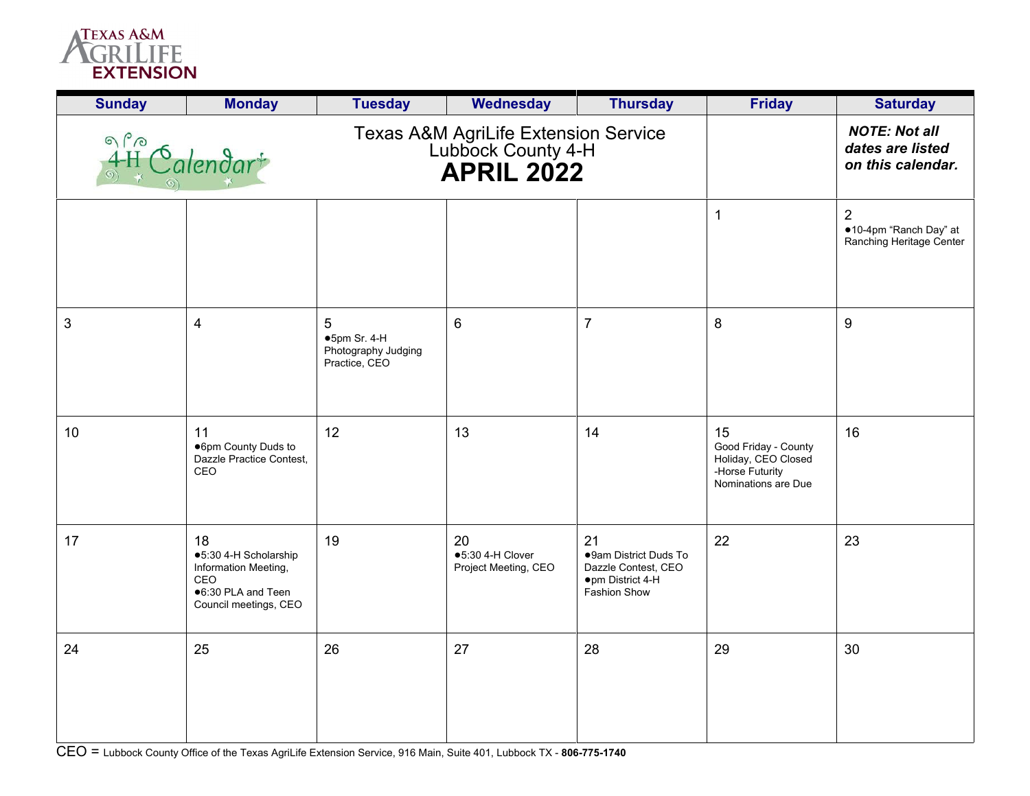TEXAS A&M AGRILIFE EXTENSION

| Sunday | Monday | Tuesday | Wednesday | Thursday | Friday | Saturday |
|---|---|---|---|---|---|---|
| 4-H Calendar | | Texas A&M AgriLife Extension Service Lubbock County 4-H **APRIL 2022** | | | | ***NOTE: Not all dates are listed on this calendar.*** |
| | | | | | 1 | 2 ●10-4pm “Ranch Day” at Ranching Heritage Center |
| 3 | 4 | 5 ●5pm Sr. 4-H Photography Judging Practice, CEO | 6 | 7 | 8 | 9 |
| 10 | 11 ●6pm County Duds to Dazzle Practice Contest, CEO | 12 | 13 | 14 | 15 Good Friday - County Holiday, CEO Closed -Horse Futurity Nominations are Due | 16 |
| 17 | 18 ●5:30 4-H Scholarship Information Meeting, CEO ●6:30 PLA and Teen Council meetings, CEO | 19 | 20 ●5:30 4-H Clover Project Meeting, CEO | 21 ●9am District Duds To Dazzle Contest, CEO ●pm District 4-H Fashion Show | 22 | 23 |
| 24 | 25 | 26 | 27 | 28 | 29 | 30 |

CEO = Lubbock County Office of the Texas AgriLife Extension Service, 916 Main, Suite 401, Lubbock TX - **806-775-1740**